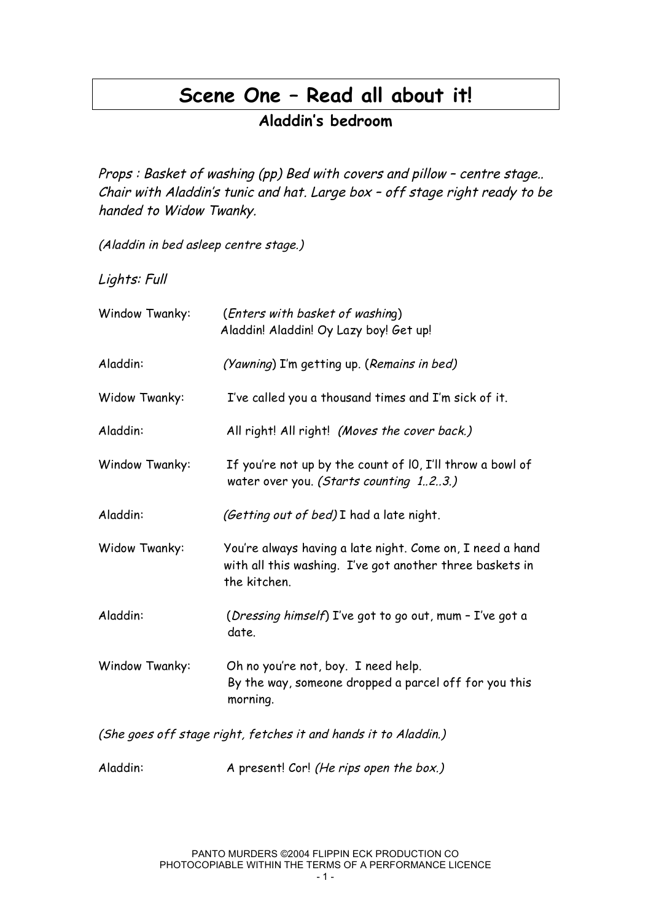# Scene One – Read all about it!

## Aladdin's bedroom

*Props : Basket of washing (pp) Bed with covers and pillow – centre stage.. Chair with Aladdin's tunic and hat. Large box – off stage right ready to be handed to Widow Twanky.*

*(Aladdin in bed asleep centre stage.)*

*Lights: Full*

Window Twanky: (*Enters with basket of washing*)
Aladdin! Aladdin! Oy Lazy boy! Get up!

Aladdin: (*Yawning*) I'm getting up. (*Remains in bed)*

Widow Twanky: I've called you a thousand times and I'm sick of it.

Aladdin: All right! All right! *(Moves the cover back.)*

Window Twanky: If you're not up by the count of l0, I'll throw a bowl of water over you. *(Starts counting 1..2..3.)*

Aladdin: *(Getting out of bed)* I had a late night.

Widow Twanky: You're always having a late night. Come on, I need a hand with all this washing. I've got another three baskets in the kitchen.

Aladdin: (*Dressing himself*) I've got to go out, mum – I've got a date.

Window Twanky: Oh no you're not, boy. I need help.
By the way, someone dropped a parcel off for you this morning.

*(She goes off stage right, fetches it and hands it to Aladdin.)*

Aladdin: A present! Cor! *(He rips open the box.)*

PANTO MURDERS ©2004 FLIPPIN ECK PRODUCTION CO
PHOTOCOPIABLE WITHIN THE TERMS OF A PERFORMANCE LICENCE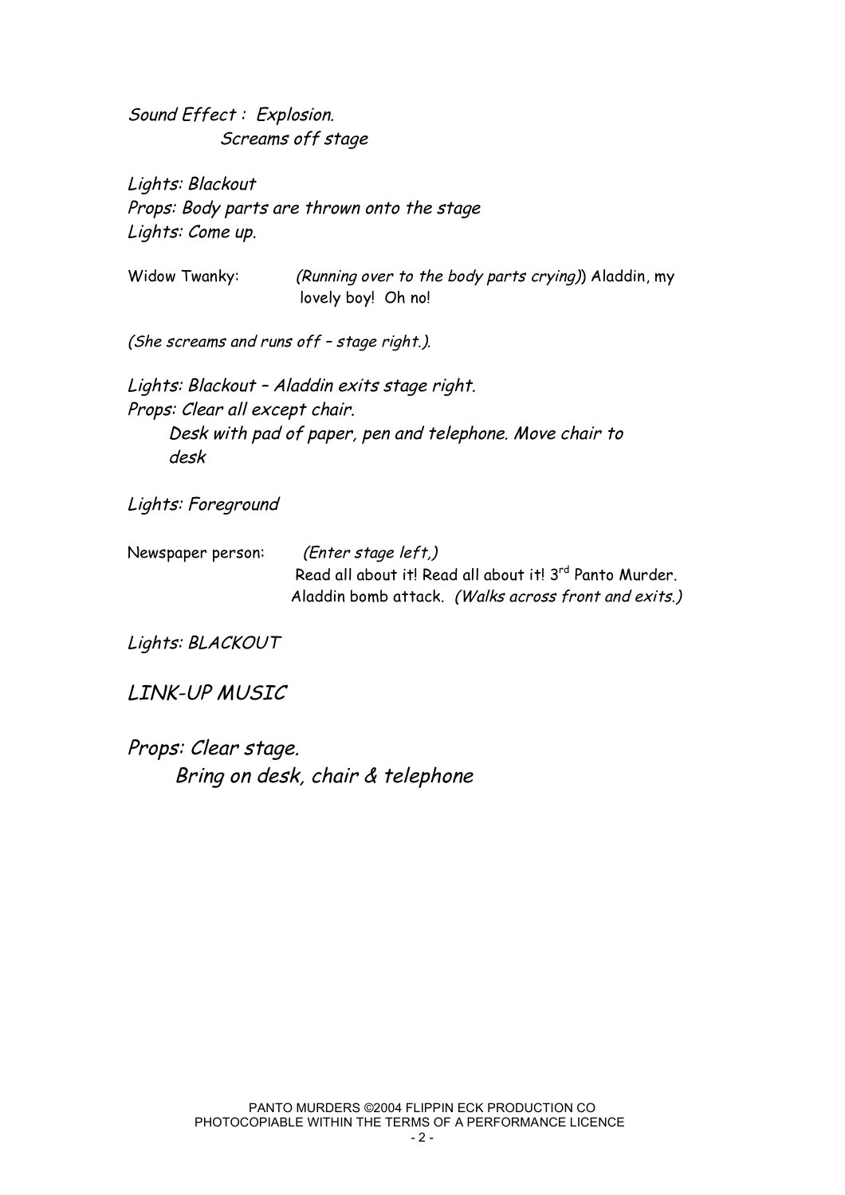*Sound Effect : Explosion.*
*Screams off stage*

*Lights: Blackout*
*Props: Body parts are thrown onto the stage*
*Lights: Come up.*

Widow Twanky: *(Running over to the body parts crying)*) Aladdin, my lovely boy! Oh no!

*(She screams and runs off – stage right.).*

*Lights: Blackout – Aladdin exits stage right.*
*Props: Clear all except chair.*
*Desk with pad of paper, pen and telephone. Move chair to desk*

*Lights: Foreground*

Newspaper person: *(Enter stage left,)*
Read all about it! Read all about it! 3rd Panto Murder. Aladdin bomb attack. *(Walks across front and exits.)*

*Lights: BLACKOUT*

*LINK-UP MUSIC*

*Props: Clear stage.*
*Bring on desk, chair & telephone*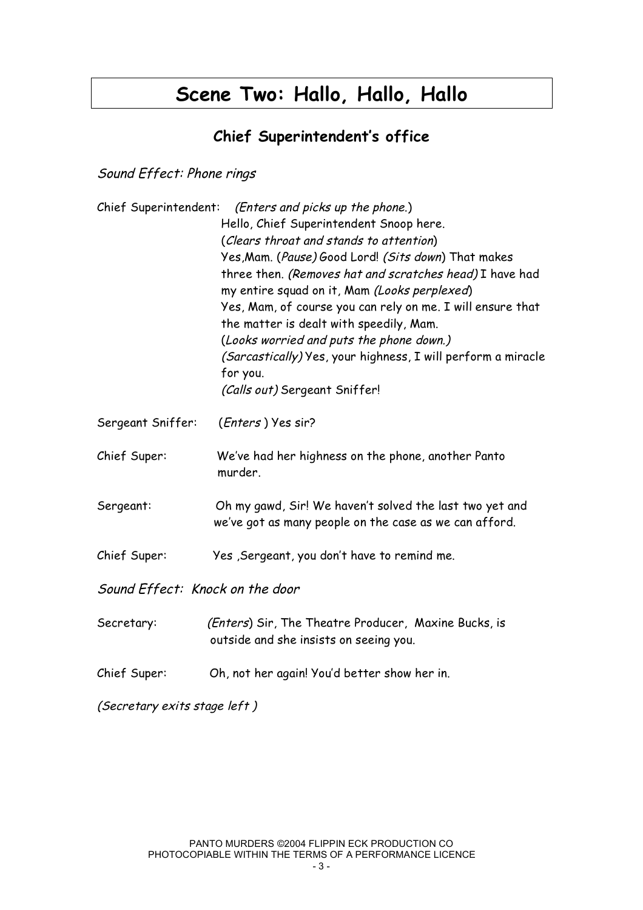# Scene Two: Hallo, Hallo, Hallo

## Chief Superintendent's office

*Sound Effect: Phone rings*

Chief Superintendent: *(Enters and picks up the phone.)*
Hello, Chief Superintendent Snoop here.
(*Clears throat and stands to attention*)
Yes,Mam. (*Pause)* Good Lord! *(Sits down*) That makes three then. *(Removes hat and scratches head)* I have had my entire squad on it, Mam *(Looks perplexed*)
Yes, Mam, of course you can rely on me. I will ensure that the matter is dealt with speedily, Mam.
(*Looks worried and puts the phone down.)*
*(Sarcastically)* Yes, your highness, I will perform a miracle for you.
*(Calls out)* Sergeant Sniffer!

Sergeant Sniffer: (*Enters* ) Yes sir?

Chief Super: We've had her highness on the phone, another Panto murder.

Sergeant: Oh my gawd, Sir! We haven't solved the last two yet and we've got as many people on the case as we can afford.

Chief Super: Yes ,Sergeant, you don't have to remind me.

*Sound Effect: Knock on the door*

Secretary: *(Enters*) Sir, The Theatre Producer, Maxine Bucks, is outside and she insists on seeing you.

Chief Super: Oh, not her again! You'd better show her in.

*(Secretary exits stage left )*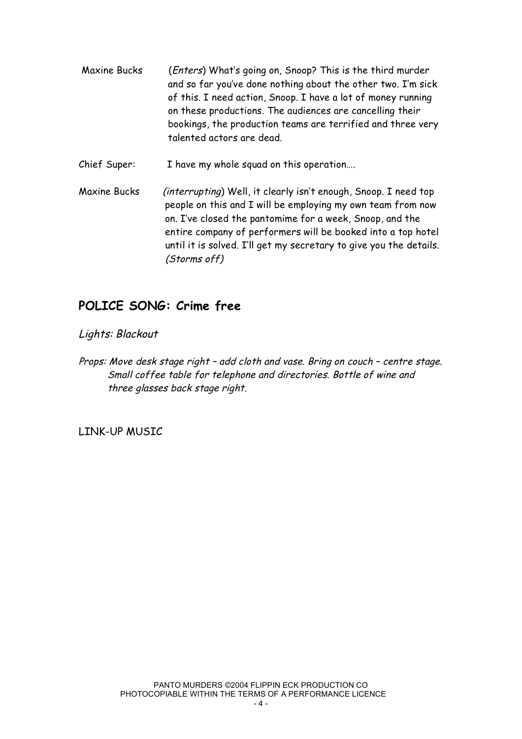Maxine Bucks (*Enters*) What's going on, Snoop? This is the third murder and so far you've done nothing about the other two. I'm sick of this. I need action, Snoop. I have a lot of money running on these productions. The audiences are cancelling their bookings, the production teams are terrified and three very talented actors are dead.

Chief Super: I have my whole squad on this operation….

Maxine Bucks (*interrupting*) Well, it clearly isn't enough, Snoop. I need top people on this and I will be employing my own team from now on. I've closed the pantomime for a week, Snoop, and the entire company of performers will be booked into a top hotel until it is solved. I'll get my secretary to give you the details. *(Storms off)*

## POLICE SONG: Crime free

*Lights: Blackout*

*Props: Move desk stage right – add cloth and vase. Bring on couch – centre stage. Small coffee table for telephone and directories. Bottle of wine and three glasses back stage right.*

LINK-UP MUSIC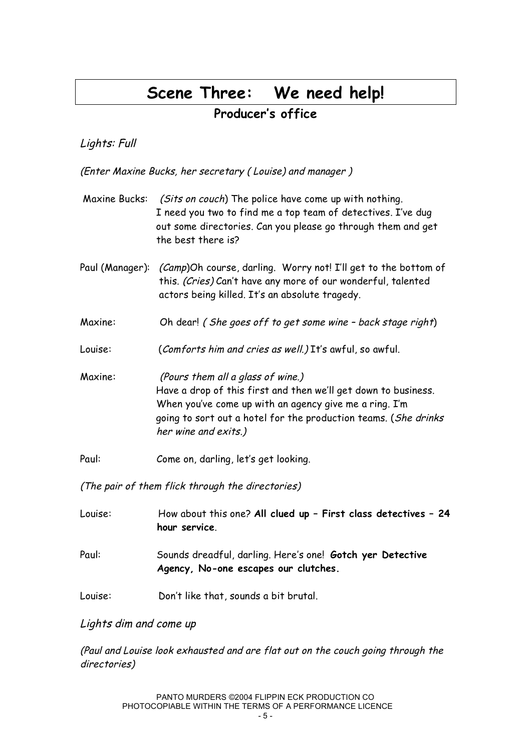# Scene Three: We need help!

## Producer's office

*Lights: Full*

*(Enter Maxine Bucks, her secretary ( Louise) and manager )*

Maxine Bucks: *(Sits on couch*) The police have come up with nothing. I need you two to find me a top team of detectives. I've dug out some directories. Can you please go through them and get the best there is?

Paul (Manager): *(Camp*)Oh course, darling. Worry not! I'll get to the bottom of this. *(Cries)* Can't have any more of our wonderful, talented actors being killed. It's an absolute tragedy.

Maxine: Oh dear! *( She goes off to get some wine – back stage right*)

Louise: (*Comforts him and cries as well.)* It's awful, so awful.

Maxine: *(Pours them all a glass of wine.)* Have a drop of this first and then we'll get down to business. When you've come up with an agency give me a ring. I'm going to sort out a hotel for the production teams. (*She drinks her wine and exits.)*

Paul: Come on, darling, let's get looking.

*(The pair of them flick through the directories)*

Louise: How about this one? **All clued up – First class detectives – 24 hour service**.

Paul: Sounds dreadful, darling. Here's one! **Gotch yer Detective Agency, No-one escapes our clutches.**

Louise: Don't like that, sounds a bit brutal.

*Lights dim and come up*

*(Paul and Louise look exhausted and are flat out on the couch going through the directories)*

PANTO MURDERS ©2004 FLIPPIN ECK PRODUCTION CO
PHOTOCOPIABLE WITHIN THE TERMS OF A PERFORMANCE LICENCE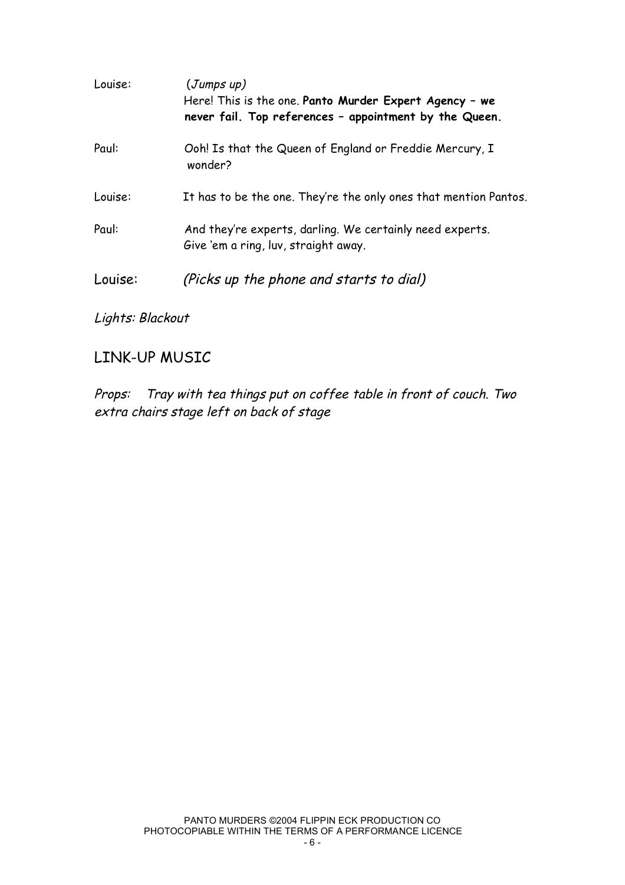Louise: *(Jumps up)*
Here! This is the one. **Panto Murder Expert Agency – we never fail. Top references – appointment by the Queen.**

Paul: Ooh! Is that the Queen of England or Freddie Mercury, I wonder?

Louise: It has to be the one. They're the only ones that mention Pantos.

Paul: And they're experts, darling. We certainly need experts. Give 'em a ring, luv, straight away.

Louise: *(Picks up the phone and starts to dial)*

*Lights: Blackout*

LINK-UP MUSIC

*Props: Tray with tea things put on coffee table in front of couch. Two extra chairs stage left on back of stage*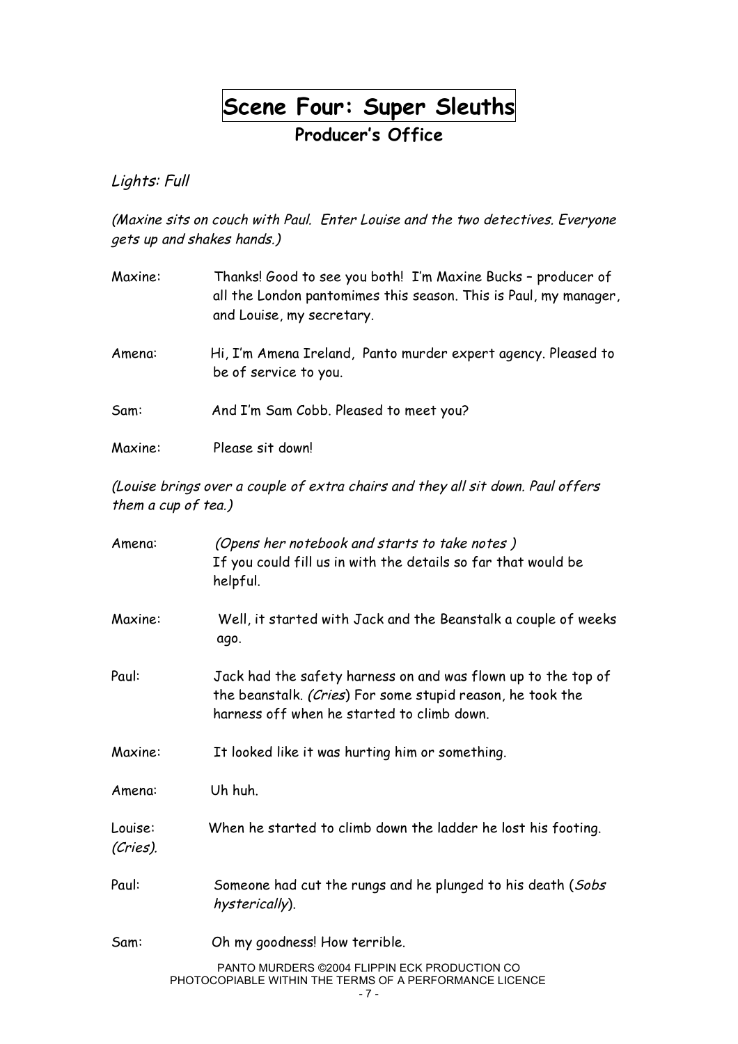# Scene Four: Super Sleuths

## Producer's Office

*Lights: Full*

*(Maxine sits on couch with Paul. Enter Louise and the two detectives. Everyone gets up and shakes hands.)*

Maxine: Thanks! Good to see you both! I'm Maxine Bucks – producer of all the London pantomimes this season. This is Paul, my manager, and Louise, my secretary.

Amena: Hi, I'm Amena Ireland, Panto murder expert agency. Pleased to be of service to you.

Sam: And I'm Sam Cobb. Pleased to meet you?

Maxine: Please sit down!

*(Louise brings over a couple of extra chairs and they all sit down. Paul offers them a cup of tea.)*

Amena: *(Opens her notebook and starts to take notes )* If you could fill us in with the details so far that would be helpful.

Maxine: Well, it started with Jack and the Beanstalk a couple of weeks ago.

Paul: Jack had the safety harness on and was flown up to the top of the beanstalk. *(Cries)* For some stupid reason, he took the harness off when he started to climb down.

Maxine: It looked like it was hurting him or something.

Amena: Uh huh.

Louise: *(Cries).* When he started to climb down the ladder he lost his footing.

Paul: Someone had cut the rungs and he plunged to his death (*Sobs hysterically*).

Sam: Oh my goodness! How terrible.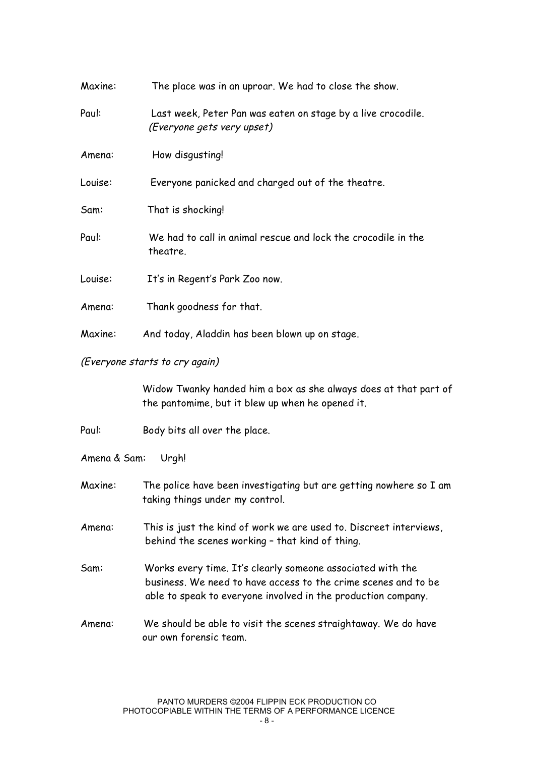Maxine: The place was in an uproar. We had to close the show.

Paul: Last week, Peter Pan was eaten on stage by a live crocodile.
*(Everyone gets very upset)*

Amena: How disgusting!

Louise: Everyone panicked and charged out of the theatre.

Sam: That is shocking!

Paul: We had to call in animal rescue and lock the crocodile in the theatre.

Louise: It's in Regent's Park Zoo now.

Amena: Thank goodness for that.

Maxine: And today, Aladdin has been blown up on stage.

*(Everyone starts to cry again)*

Widow Twanky handed him a box as she always does at that part of the pantomime, but it blew up when he opened it.

Paul: Body bits all over the place.

Amena & Sam: Urgh!

Maxine: The police have been investigating but are getting nowhere so I am taking things under my control.

Amena: This is just the kind of work we are used to. Discreet interviews, behind the scenes working – that kind of thing.

Sam: Works every time. It's clearly someone associated with the business. We need to have access to the crime scenes and to be able to speak to everyone involved in the production company.

Amena: We should be able to visit the scenes straightaway. We do have our own forensic team.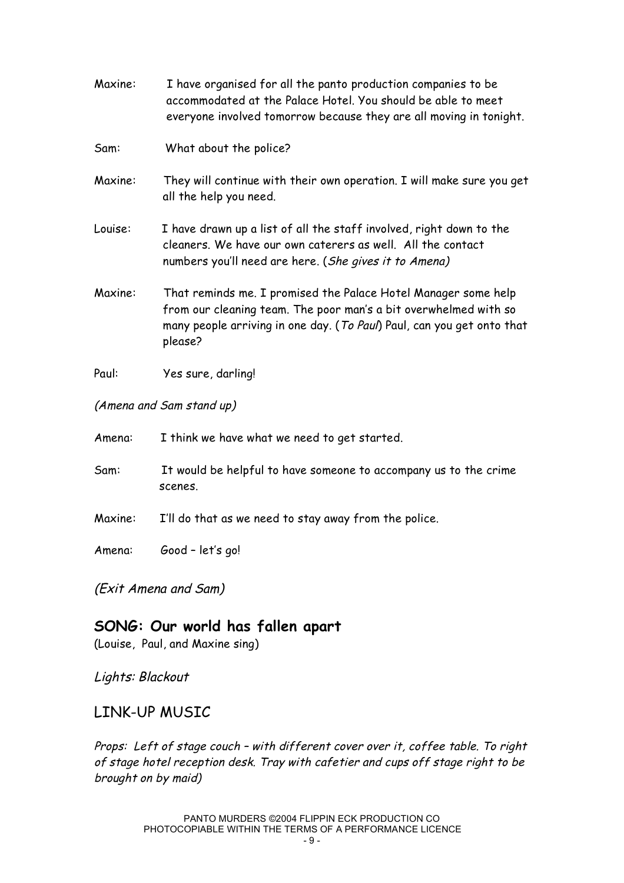Maxine: I have organised for all the panto production companies to be accommodated at the Palace Hotel. You should be able to meet everyone involved tomorrow because they are all moving in tonight.

Sam: What about the police?

Maxine: They will continue with their own operation. I will make sure you get all the help you need.

Louise: I have drawn up a list of all the staff involved, right down to the cleaners. We have our own caterers as well. All the contact numbers you'll need are here. (*She gives it to Amena*)

Maxine: That reminds me. I promised the Palace Hotel Manager some help from our cleaning team. The poor man's a bit overwhelmed with so many people arriving in one day. (*To Paul*) Paul, can you get onto that please?

Paul: Yes sure, darling!

*(Amena and Sam stand up)*

Amena: I think we have what we need to get started.

Sam: It would be helpful to have someone to accompany us to the crime scenes.

Maxine: I'll do that as we need to stay away from the police.

Amena: Good – let's go!

*(Exit Amena and Sam)*

## SONG: Our world has fallen apart

(Louise, Paul, and Maxine sing)

*Lights: Blackout*

## LINK-UP MUSIC

*Props: Left of stage couch – with different cover over it, coffee table. To right of stage hotel reception desk. Tray with cafetier and cups off stage right to be brought on by maid)*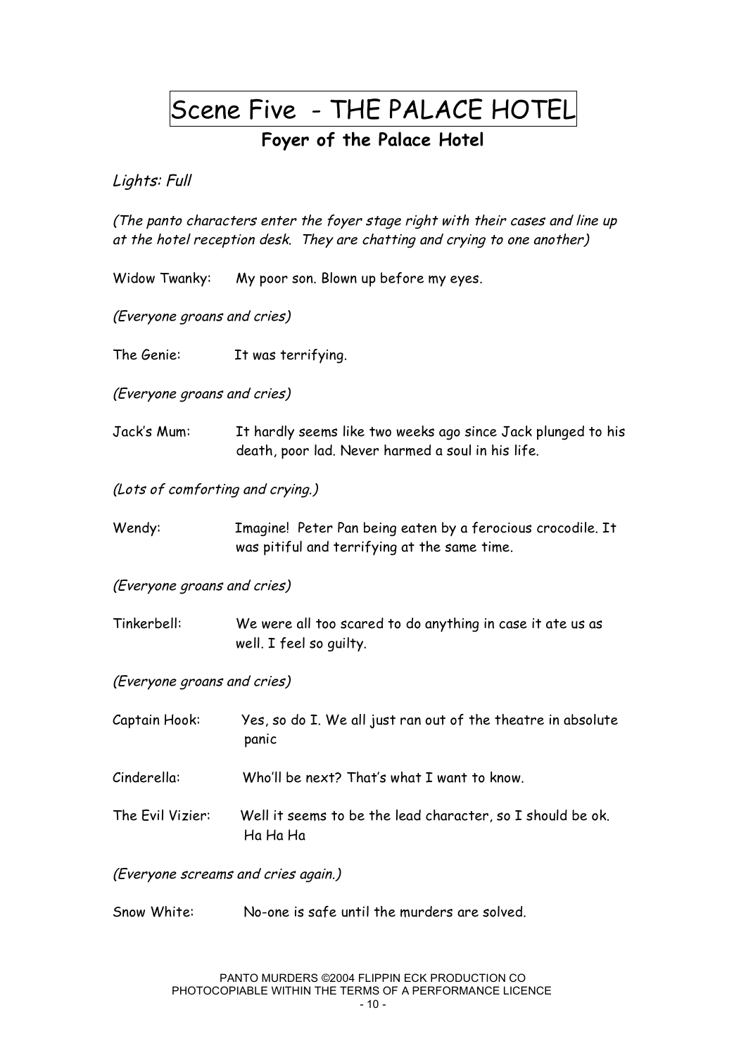# Scene Five - THE PALACE HOTEL

## Foyer of the Palace Hotel

*Lights: Full*

*(The panto characters enter the foyer stage right with their cases and line up at the hotel reception desk. They are chatting and crying to one another)*

Widow Twanky: My poor son. Blown up before my eyes.

*(Everyone groans and cries)*

The Genie: It was terrifying.

*(Everyone groans and cries)*

Jack's Mum: It hardly seems like two weeks ago since Jack plunged to his death, poor lad. Never harmed a soul in his life.

*(Lots of comforting and crying.)*

Wendy: Imagine! Peter Pan being eaten by a ferocious crocodile. It was pitiful and terrifying at the same time.

*(Everyone groans and cries)*

Tinkerbell: We were all too scared to do anything in case it ate us as well. I feel so guilty.

*(Everyone groans and cries)*

Captain Hook: Yes, so do I. We all just ran out of the theatre in absolute panic

Cinderella: Who'll be next? That's what I want to know.

The Evil Vizier: Well it seems to be the lead character, so I should be ok. Ha Ha Ha

*(Everyone screams and cries again.)*

Snow White: No-one is safe until the murders are solved.

PANTO MURDERS ©2004 FLIPPIN ECK PRODUCTION CO
PHOTOCOPIABLE WITHIN THE TERMS OF A PERFORMANCE LICENCE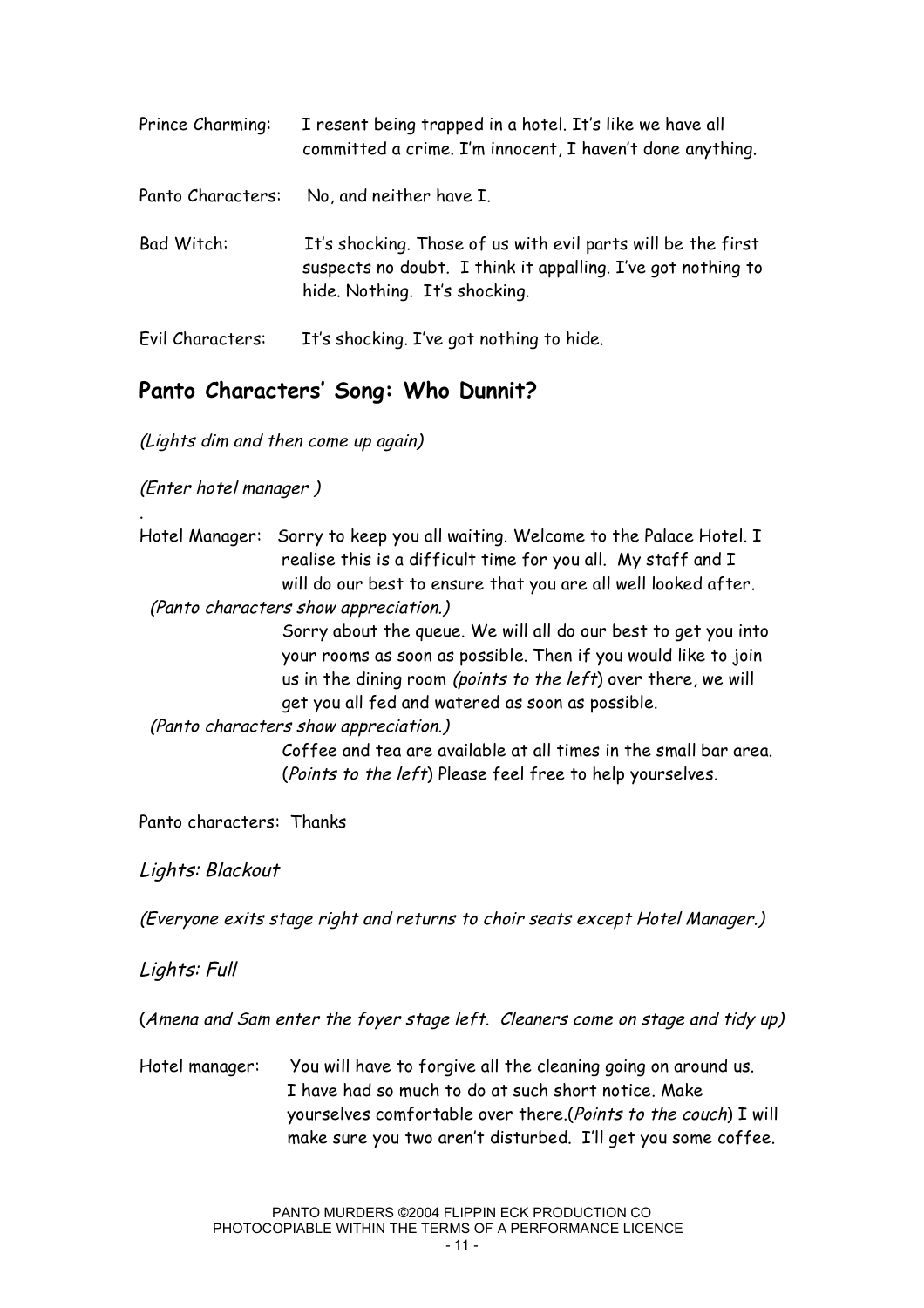Prince Charming: I resent being trapped in a hotel. It's like we have all committed a crime. I'm innocent, I haven't done anything.

Panto Characters: No, and neither have I.

Bad Witch: It's shocking. Those of us with evil parts will be the first suspects no doubt. I think it appalling. I've got nothing to hide. Nothing. It's shocking.

Evil Characters: It's shocking. I've got nothing to hide.

## Panto Characters' Song: Who Dunnit?

*(Lights dim and then come up again)*

*(Enter hotel manager )*

.

Hotel Manager: Sorry to keep you all waiting. Welcome to the Palace Hotel. I realise this is a difficult time for you all. My staff and I will do our best to ensure that you are all well looked after.

*(Panto characters show appreciation.)*

Sorry about the queue. We will all do our best to get you into your rooms as soon as possible. Then if you would like to join us in the dining room *(points to the left*) over there, we will get you all fed and watered as soon as possible.

*(Panto characters show appreciation.)*

Coffee and tea are available at all times in the small bar area. (*Points to the left*) Please feel free to help yourselves.

Panto characters: Thanks

*Lights: Blackout*

*(Everyone exits stage right and returns to choir seats except Hotel Manager.)*

*Lights: Full*

(*Amena and Sam enter the foyer stage left. Cleaners come on stage and tidy up)*

Hotel manager: You will have to forgive all the cleaning going on around us. I have had so much to do at such short notice. Make yourselves comfortable over there.(*Points to the couch*) I will make sure you two aren't disturbed. I'll get you some coffee.

PANTO MURDERS ©2004 FLIPPIN ECK PRODUCTION CO
PHOTOCOPIABLE WITHIN THE TERMS OF A PERFORMANCE LICENCE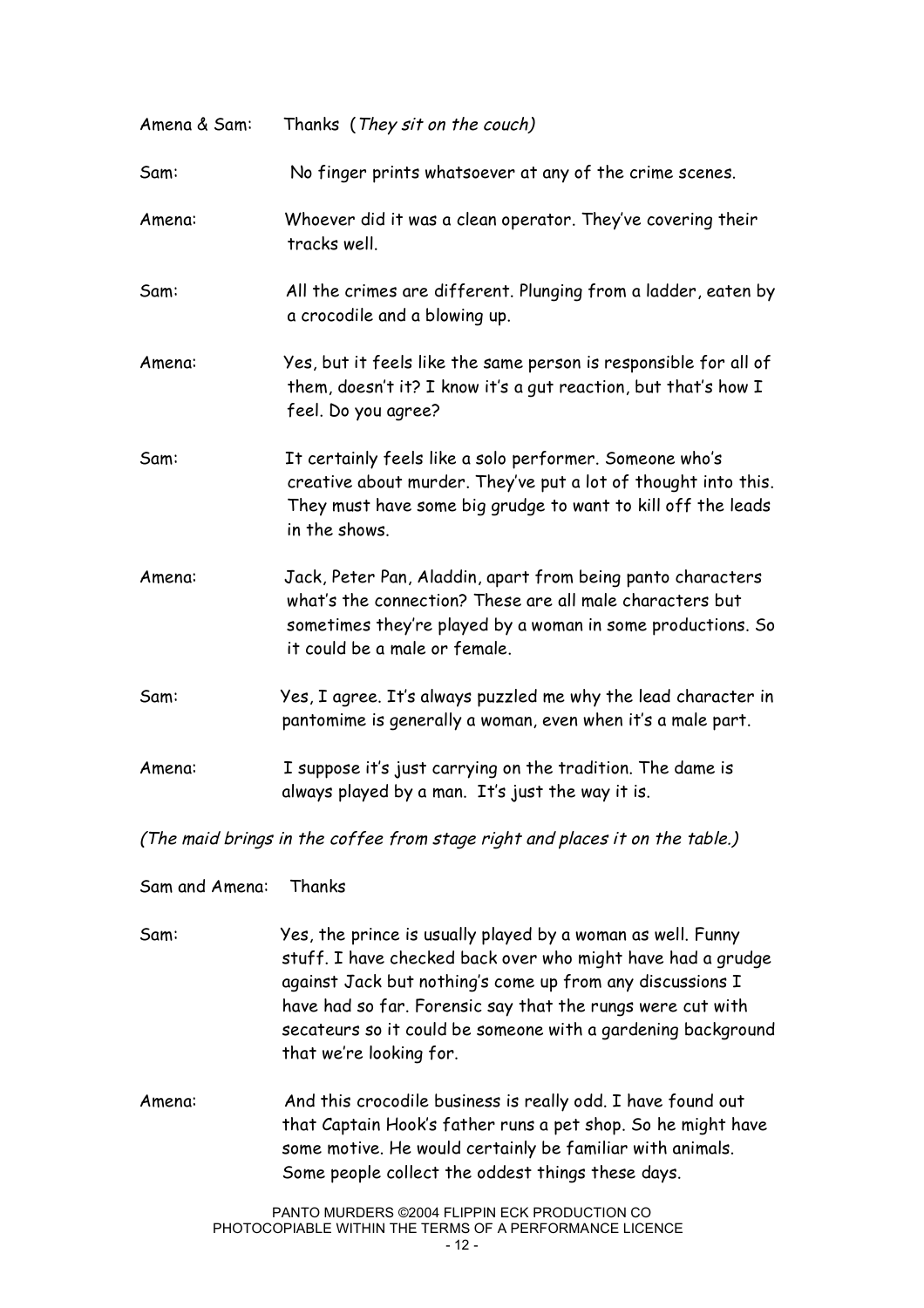Amena & Sam: Thanks (*They sit on the couch*)

Sam: No finger prints whatsoever at any of the crime scenes.

Amena: Whoever did it was a clean operator. They've covering their tracks well.

Sam: All the crimes are different. Plunging from a ladder, eaten by a crocodile and a blowing up.

Amena: Yes, but it feels like the same person is responsible for all of them, doesn't it? I know it's a gut reaction, but that's how I feel. Do you agree?

Sam: It certainly feels like a solo performer. Someone who's creative about murder. They've put a lot of thought into this. They must have some big grudge to want to kill off the leads in the shows.

Amena: Jack, Peter Pan, Aladdin, apart from being panto characters what's the connection? These are all male characters but sometimes they're played by a woman in some productions. So it could be a male or female.

Sam: Yes, I agree. It's always puzzled me why the lead character in pantomime is generally a woman, even when it's a male part.

Amena: I suppose it's just carrying on the tradition. The dame is always played by a man. It's just the way it is.

*(The maid brings in the coffee from stage right and places it on the table.)*

Sam and Amena: Thanks

Sam: Yes, the prince is usually played by a woman as well. Funny stuff. I have checked back over who might have had a grudge against Jack but nothing's come up from any discussions I have had so far. Forensic say that the rungs were cut with secateurs so it could be someone with a gardening background that we're looking for.

Amena: And this crocodile business is really odd. I have found out that Captain Hook's father runs a pet shop. So he might have some motive. He would certainly be familiar with animals. Some people collect the oddest things these days.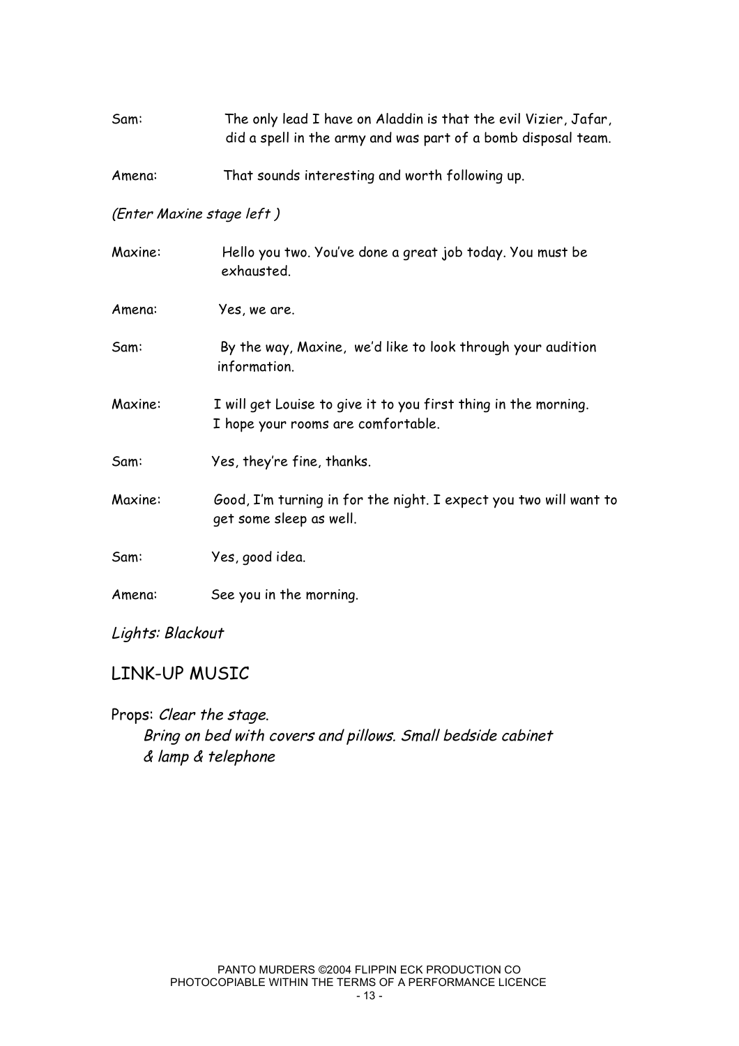Sam: The only lead I have on Aladdin is that the evil Vizier, Jafar, did a spell in the army and was part of a bomb disposal team.

Amena: That sounds interesting and worth following up.

*(Enter Maxine stage left )*

Maxine: Hello you two. You've done a great job today. You must be exhausted.

Amena: Yes, we are.

Sam: By the way, Maxine, we'd like to look through your audition information.

Maxine: I will get Louise to give it to you first thing in the morning. I hope your rooms are comfortable.

Sam: Yes, they're fine, thanks.

Maxine: Good, I'm turning in for the night. I expect you two will want to get some sleep as well.

Sam: Yes, good idea.

Amena: See you in the morning.

*Lights: Blackout*

## LINK-UP MUSIC

Props: *Clear the stage.*
*Bring on bed with covers and pillows. Small bedside cabinet & lamp & telephone*